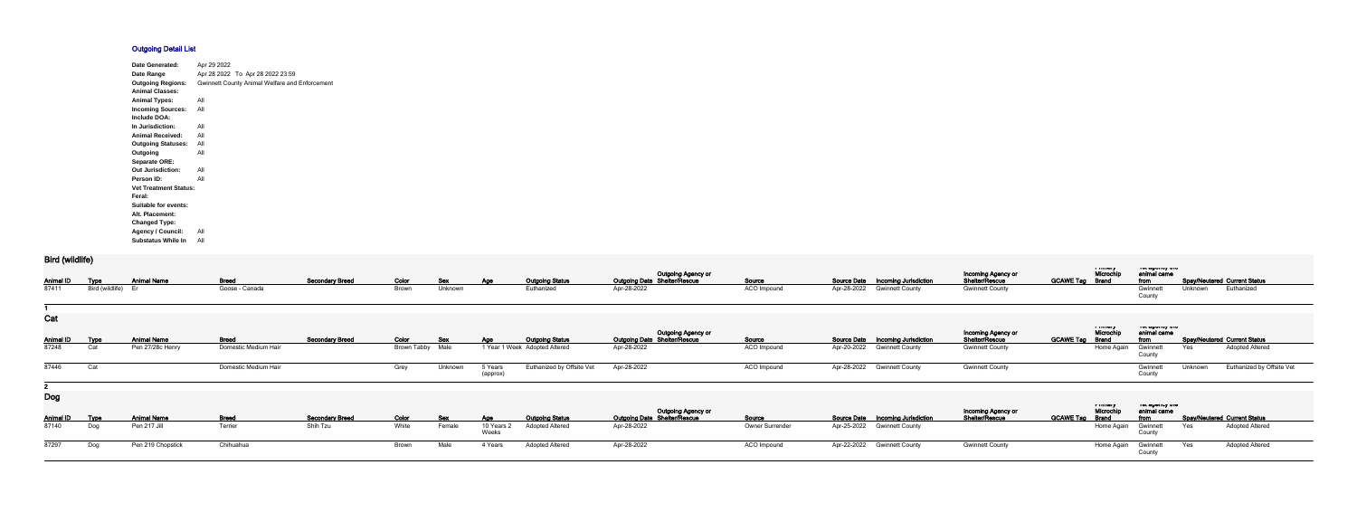# Outgoing Detail List

| | |
|---|---|
| **Date Generated:** | Apr 29 2022 |
| **Date Range** | Apr 28 2022 To Apr 28 2022 23:59 |
| **Outgoing Regions:** | Gwinnett County Animal Welfare and Enforcement |
| **Animal Classes:** | |
| **Animal Types:** | All |
| **Incoming Sources:** | All |
| **Include DOA:** | |
| **In Jurisdiction:** | All |
| **Animal Received:** | All |
| **Outgoing Statuses:** | All |
| **Outgoing** | All |
| **Separate ORE:** | |
| **Out Jurisdiction:** | All |
| **Person ID:** | All |
| **Vet Treatment Status:** | |
| **Feral:** | |
| **Suitable for events:** | |
| **Alt. Placement:** | |
| **Changed Type:** | |
| **Agency / Council:** | All |
| **Substatus While In** | All |

## Bird (wildlife)

| Animal ID | Type | Animal Name | Breed | Secondary Breed | Color | Sex | Age | Outgoing Status | Outgoing Date | Outgoing Agency or Shelter/Rescue | Source | Source Date | Incoming Jurisdiction | Incoming Agency or Shelter/Rescue | GCAWE Tag | Primary Microchip Brand | 1st agency the animal came from | Spay/Neutered | Current Status |
|---|---|---|---|---|---|---|---|---|---|---|---|---|---|---|---|---|---|---|---|
| 87411 | Bird (wildlife) | Er | Goose - Canada | | Brown | Unknown | | Euthanized | Apr-28-2022 | | ACO Impound | Apr-28-2022 | Gwinnett County | Gwinnett County | | | Gwinnett County | Unknown | Euthanized |

1

## Cat

| Animal ID | Type | Animal Name | Breed | Secondary Breed | Color | Sex | Age | Outgoing Status | Outgoing Date | Outgoing Agency or Shelter/Rescue | Source | Source Date | Incoming Jurisdiction | Incoming Agency or Shelter/Rescue | GCAWE Tag | Primary Microchip Brand | 1st agency the animal came from | Spay/Neutered | Current Status |
|---|---|---|---|---|---|---|---|---|---|---|---|---|---|---|---|---|---|---|---|
| 87248 | Cat | Pen 27/28c Henry | Domestic Medium Hair | | Brown Tabby | Male | 1 Year 1 Week | Adopted Altered | Apr-28-2022 | | ACO Impound | Apr-20-2022 | Gwinnett County | Gwinnett County | | Home Again | Gwinnett County | Yes | Adopted Altered |
| 87446 | Cat | | Domestic Medium Hair | | Grey | Unknown | 5 Years (approx) | Euthanized by Offsite Vet | Apr-28-2022 | | ACO Impound | Apr-28-2022 | Gwinnett County | Gwinnett County | | | Gwinnett County | Unknown | Euthanized by Offsite Vet |

2

## Dog

| Animal ID | Type | Animal Name | Breed | Secondary Breed | Color | Sex | Age | Outgoing Status | Outgoing Date | Outgoing Agency or Shelter/Rescue | Source | Source Date | Incoming Jurisdiction | Incoming Agency or Shelter/Rescue | GCAWE Tag | Primary Microchip Brand | 1st agency the animal came from | Spay/Neutered | Current Status |
|---|---|---|---|---|---|---|---|---|---|---|---|---|---|---|---|---|---|---|---|
| 87140 | Dog | Pen 217 Jill | Terrier | Shih Tzu | White | Female | 10 Years 2 Weeks | Adopted Altered | Apr-28-2022 | | Owner Surrender | Apr-25-2022 | Gwinnett County | | | Home Again | Gwinnett County | Yes | Adopted Altered |
| 87297 | Dog | Pen 219 Chopstick | Chihuahua | | Brown | Male | 4 Years | Adopted Altered | Apr-28-2022 | | ACO Impound | Apr-22-2022 | Gwinnett County | Gwinnett County | | Home Again | Gwinnett County | Yes | Adopted Altered |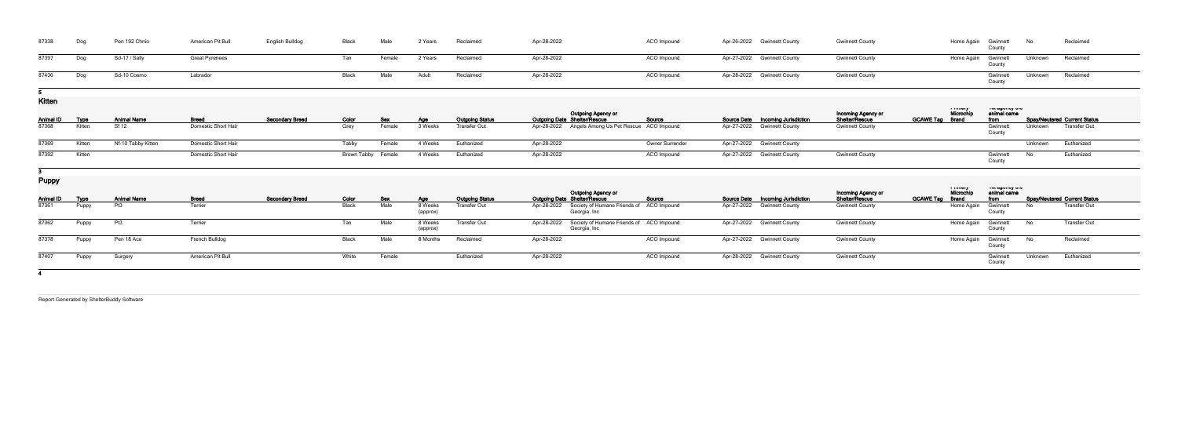| | | | | | | | | | | | | | | | | | | | |
|---|---|---|---|---|---|---|---|---|---|---|---|---|---|---|---|---|---|---|---|
| 87338 | Dog | Pen 192 Chnio | American Pit Bull | English Bulldog | Black | Male | 2 Years | Reclaimed | Apr-28-2022 | | ACO Impound | Apr-26-2022 | Gwinnett County | Gwinnett County | | Home Again | Gwinnett County | No | Reclaimed |
| 87397 | Dog | Sd-17 / Sally | Great Pyrenees | | Tan | Female | 2 Years | Reclaimed | Apr-28-2022 | | ACO Impound | Apr-27-2022 | Gwinnett County | Gwinnett County | | Home Again | Gwinnett County | Unknown | Reclaimed |
| 87436 | Dog | Sd-10 Cosmo | Labrador | | Black | Male | Adult | Reclaimed | Apr-28-2022 | | ACO Impound | Apr-28-2022 | Gwinnett County | Gwinnett County | | | Gwinnett County | Unknown | Reclaimed |

**5**

## Kitten

| Animal ID | Type | Animal Name | Breed | Secondary Breed | Color | Sex | Age | Outgoing Status | Outgoing Date | Outgoing Agency or Shelter/Rescue | Source | Source Date | Incoming Jurisdiction | Incoming Agency or Shelter/Rescue | GCAWE Tag | Primary Microchip Brand | Agency the animal came from | Spay/Neutered | Current Status |
|---|---|---|---|---|---|---|---|---|---|---|---|---|---|---|---|---|---|---|---|
| 87368 | Kitten | Sf 12 | Domestic Short Hair | | Grey | Female | 3 Weeks | Transfer Out | Apr-28-2022 | Angels Among Us Pet Rescue | ACO Impound | Apr-27-2022 | Gwinnett County | Gwinnett County | | | Gwinnett County | Unknown | Transfer Out |
| 87369 | Kitten | Nf-10 Tabby Kitten | Domestic Short Hair | | Tabby | Female | 4 Weeks | Euthanized | Apr-28-2022 | | Owner Surrender | Apr-27-2022 | Gwinnett County | | | | | Unknown | Euthanized |
| 87392 | Kitten | | Domestic Short Hair | | Brown Tabby | Female | 4 Weeks | Euthanized | Apr-28-2022 | | ACO Impound | Apr-27-2022 | Gwinnett County | Gwinnett County | | | Gwinnett County | No | Euthanized |

**3**

## Puppy

| Animal ID | Type | Animal Name | Breed | Secondary Breed | Color | Sex | Age | Outgoing Status | Outgoing Date | Outgoing Agency or Shelter/Rescue | Source | Source Date | Incoming Jurisdiction | Incoming Agency or Shelter/Rescue | GCAWE Tag | Primary Microchip Brand | Agency the animal came from | Spay/Neutered | Current Status |
|---|---|---|---|---|---|---|---|---|---|---|---|---|---|---|---|---|---|---|---|
| 87361 | Puppy | Pt3 | Terrier | | Black | Male | 8 Weeks (approx) | Transfer Out | Apr-28-2022 | Society of Humane Friends of Georgia, Inc | ACO Impound | Apr-27-2022 | Gwinnett County | Gwinnett County | | Home Again | Gwinnett County | No | Transfer Out |
| 87362 | Puppy | Pt3 | Terrier | | Tan | Male | 8 Weeks (approx) | Transfer Out | Apr-28-2022 | Society of Humane Friends of Georgia, Inc | ACO Impound | Apr-27-2022 | Gwinnett County | Gwinnett County | | Home Again | Gwinnett County | No | Transfer Out |
| 87378 | Puppy | Pen 18 Ace | French Bulldog | | Black | Male | 8 Months | Reclaimed | Apr-28-2022 | | ACO Impound | Apr-27-2022 | Gwinnett County | Gwinnett County | | Home Again | Gwinnett County | No | Reclaimed |
| 87407 | Puppy | Surgery | American Pit Bull | | White | Female | | Euthanized | Apr-28-2022 | | ACO Impound | Apr-28-2022 | Gwinnett County | Gwinnett County | | | Gwinnett County | Unknown | Euthanized |

**4**

Report Generated by ShelterBuddy Software